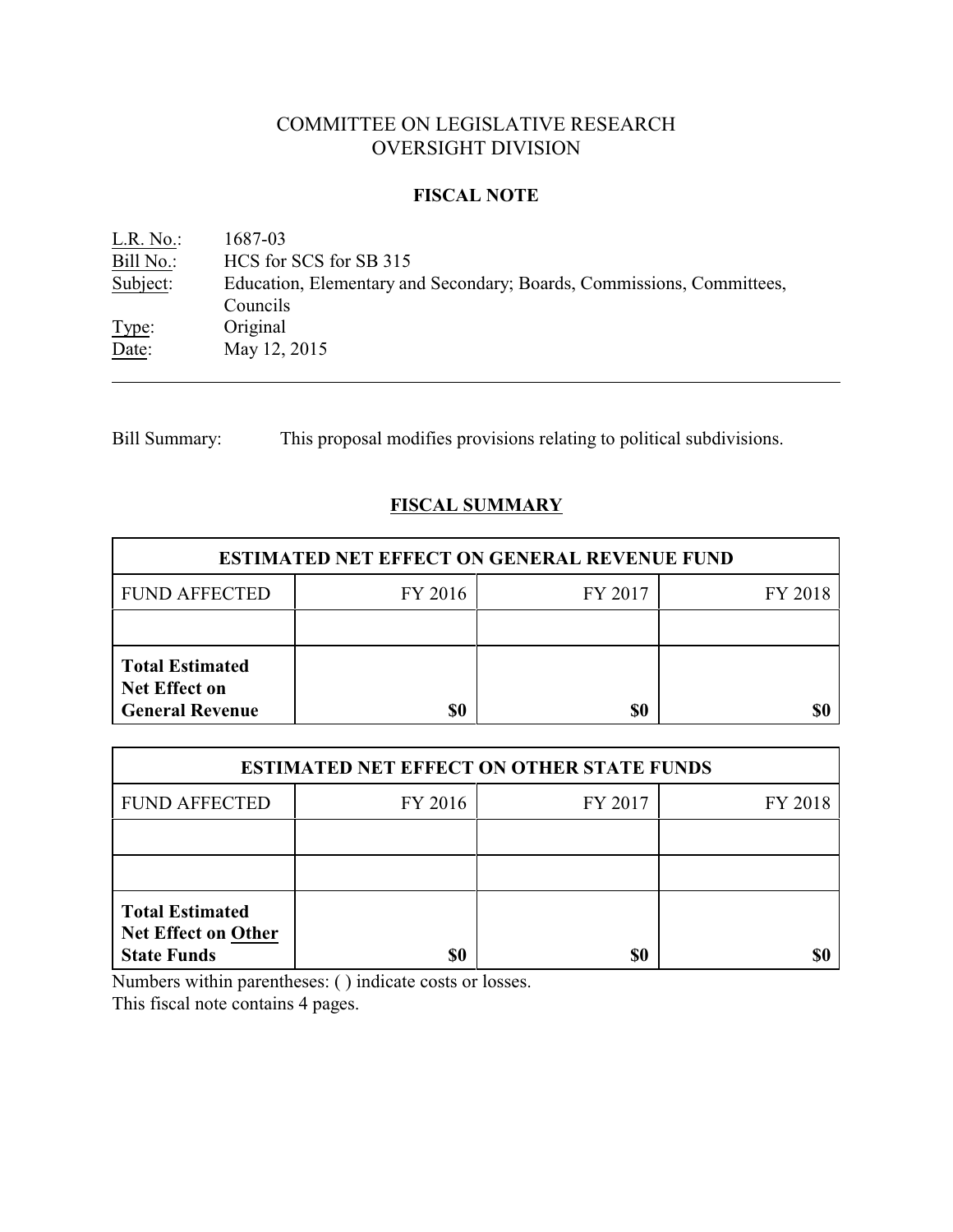COMMITTEE ON LEGISLATIVE RESEARCH
OVERSIGHT DIVISION

**FISCAL NOTE**

L.R. No.: 1687-03
Bill No.: HCS for SCS for SB 315
Subject: Education, Elementary and Secondary; Boards, Commissions, Committees, Councils
Type: Original
Date: May 12, 2015

---

Bill Summary: This proposal modifies provisions relating to political subdivisions.

## FISCAL SUMMARY

| ESTIMATED NET EFFECT ON GENERAL REVENUE FUND | | | |
|---|---|---|---|
| FUND AFFECTED | FY 2016 | FY 2017 | FY 2018 |
| | | | |
| **Total Estimated Net Effect on General Revenue** | **$0** | **$0** | **$0** |

| ESTIMATED NET EFFECT ON OTHER STATE FUNDS | | | |
|---|---|---|---|
| FUND AFFECTED | FY 2016 | FY 2017 | FY 2018 |
| | | | |
| | | | |
| **Total Estimated Net Effect on Other State Funds** | **$0** | **$0** | **$0** |

Numbers within parentheses: ( ) indicate costs or losses.
This fiscal note contains 4 pages.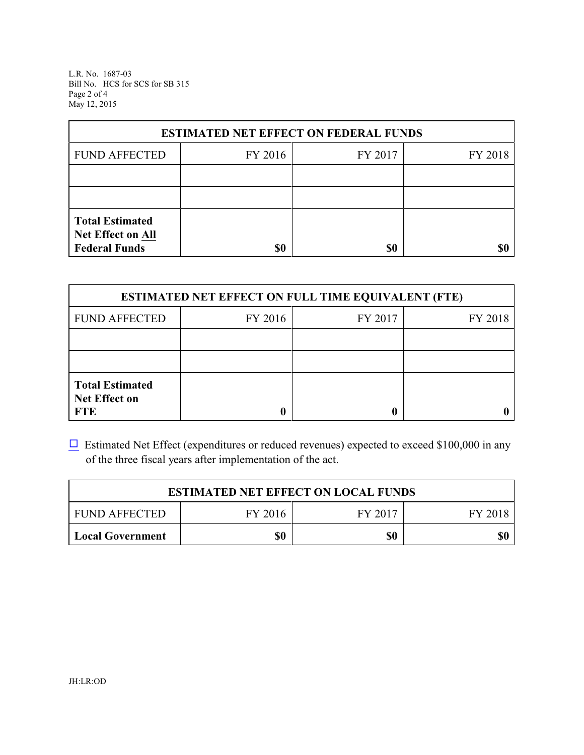| ESTIMATED NET EFFECT ON FEDERAL FUNDS | | | |
|---|---|---|---|
| FUND AFFECTED | FY 2016 | FY 2017 | FY 2018 |
| | | | |
| | | | |
| **Total Estimated Net Effect on All Federal Funds** | **$0** | **$0** | **$0** |

| ESTIMATED NET EFFECT ON FULL TIME EQUIVALENT (FTE) | | | |
|---|---|---|---|
| FUND AFFECTED | FY 2016 | FY 2017 | FY 2018 |
| | | | |
| | | | |
| **Total Estimated Net Effect on FTE** | **0** | **0** | **0** |

☐ Estimated Net Effect (expenditures or reduced revenues) expected to exceed $100,000 in any of the three fiscal years after implementation of the act.

| ESTIMATED NET EFFECT ON LOCAL FUNDS | | | |
|---|---|---|---|
| FUND AFFECTED | FY 2016 | FY 2017 | FY 2018 |
| **Local Government** | **$0** | **$0** | **$0** |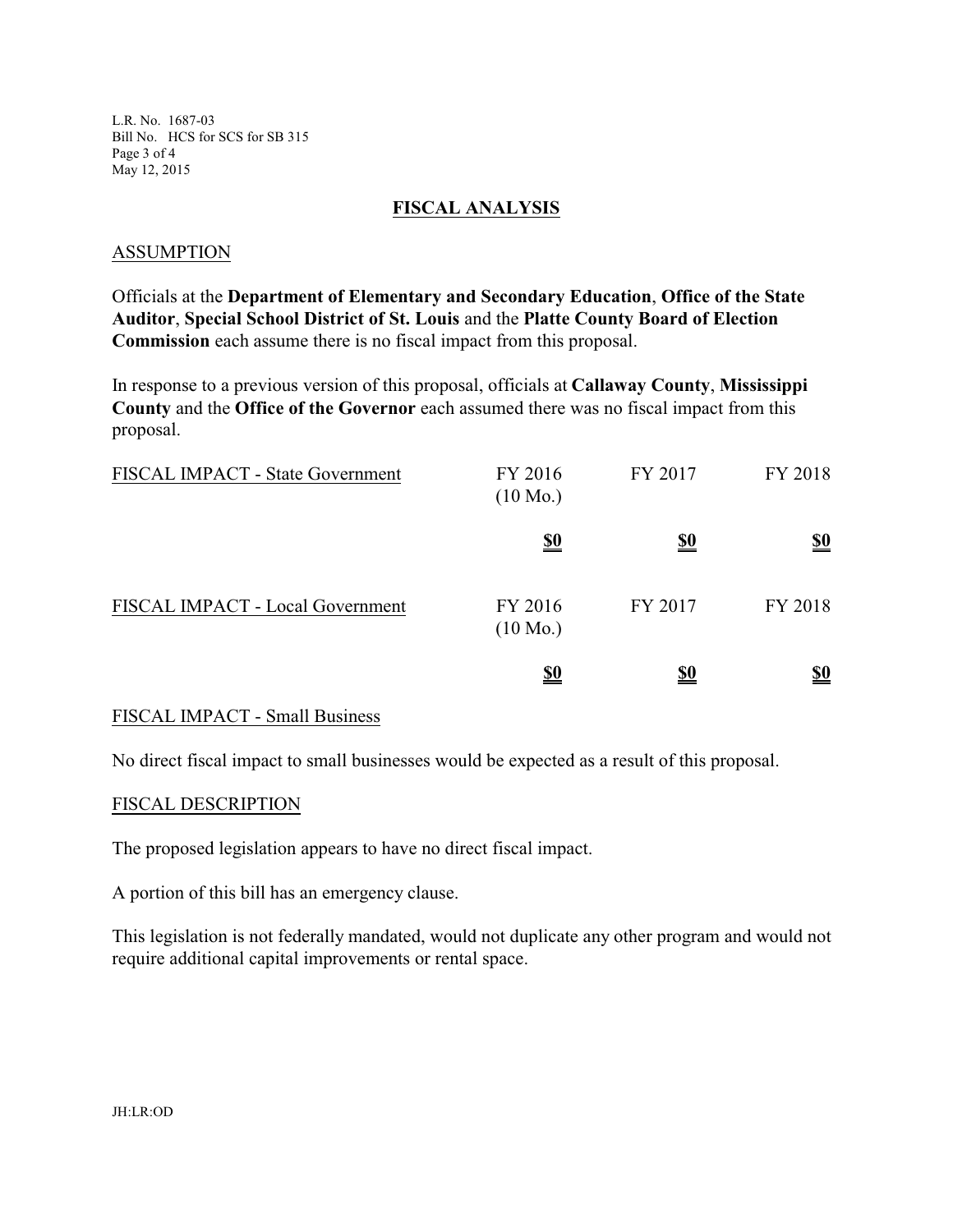## FISCAL ANALYSIS

### ASSUMPTION

Officials at the **Department of Elementary and Secondary Education**, **Office of the State Auditor**, **Special School District of St. Louis** and the **Platte County Board of Election Commission** each assume there is no fiscal impact from this proposal.

In response to a previous version of this proposal, officials at **Callaway County**, **Mississippi County** and the **Office of the Governor** each assumed there was no fiscal impact from this proposal.

| FISCAL IMPACT - State Government | FY 2016 (10 Mo.) | FY 2017 | FY 2018 |
|---|---|---|---|
| | **$0** | **$0** | **$0** |

| FISCAL IMPACT - Local Government | FY 2016 (10 Mo.) | FY 2017 | FY 2018 |
|---|---|---|---|
| | **$0** | **$0** | **$0** |

### FISCAL IMPACT - Small Business

No direct fiscal impact to small businesses would be expected as a result of this proposal.

### FISCAL DESCRIPTION

The proposed legislation appears to have no direct fiscal impact.

A portion of this bill has an emergency clause.

This legislation is not federally mandated, would not duplicate any other program and would not require additional capital improvements or rental space.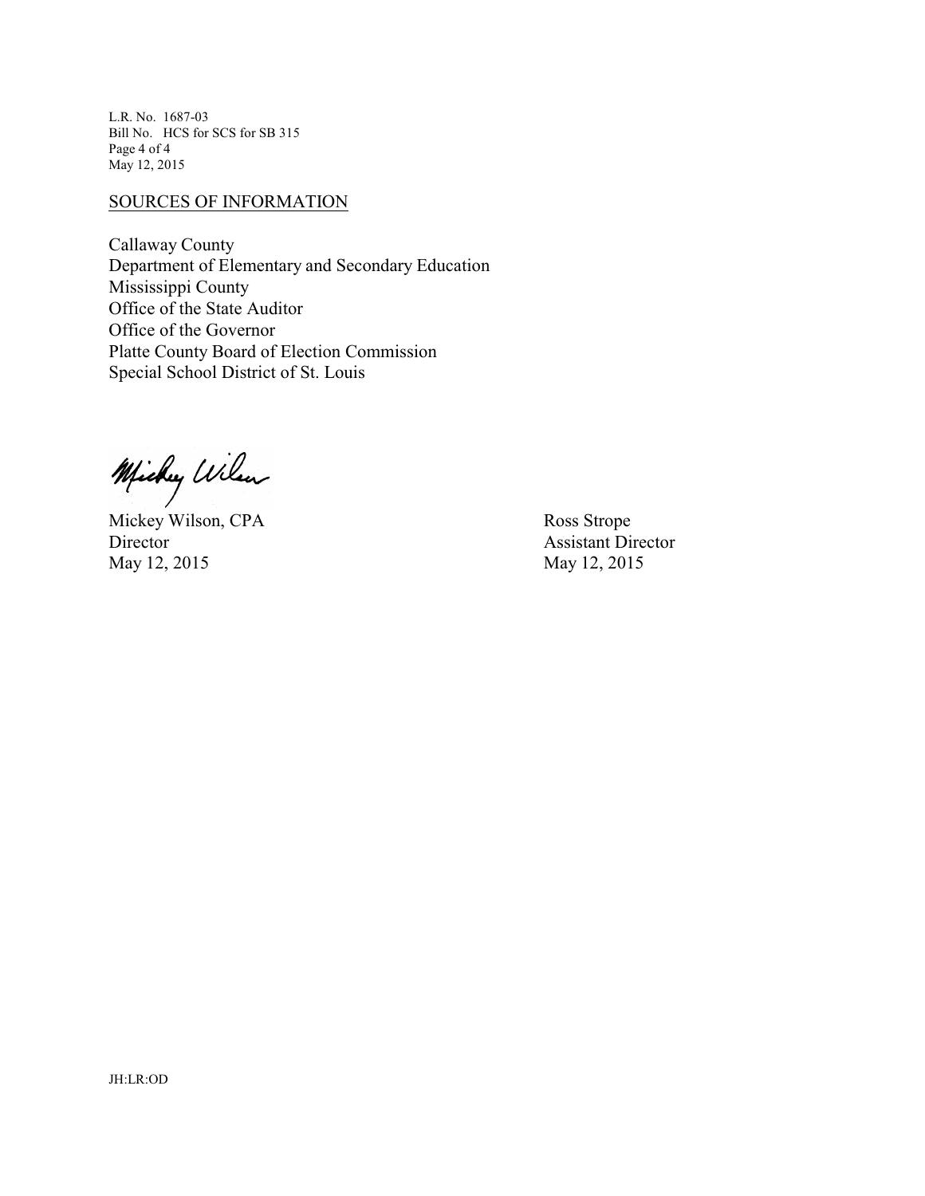## SOURCES OF INFORMATION

Callaway County
Department of Elementary and Secondary Education
Mississippi County
Office of the State Auditor
Office of the Governor
Platte County Board of Election Commission
Special School District of St. Louis

| | |
|---|---|
| Mickey Wilson, CPA | Ross Strope |
| Director | Assistant Director |
| May 12, 2015 | May 12, 2015 |

JH:LR:OD